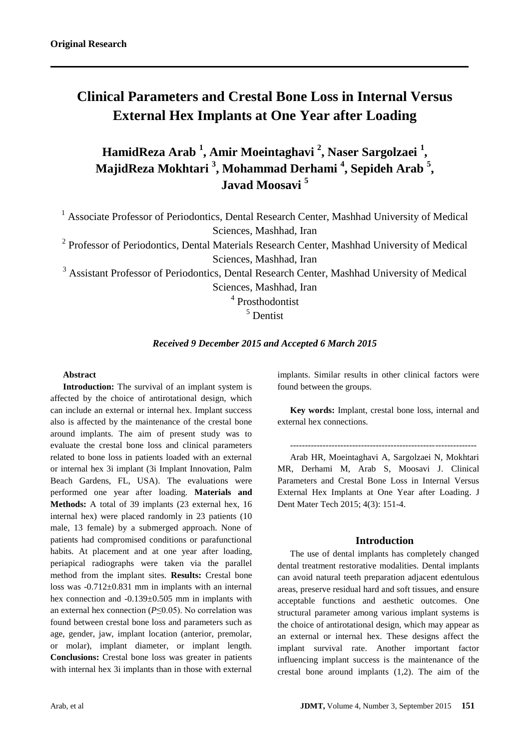**Original Research**

# Clinical Parameters and Crestal Bone Loss in Internal Versus External Hex Implants at One Year after Loading

## HamidReza Arab [1], Amir Moeintaghavi [2], Naser Sargolzaei [1], MajidReza Mokhtari [3], Mohammad Derhami [4], Sepideh Arab [5], Javad Moosavi [5]

[1] Associate Professor of Periodontics, Dental Research Center, Mashhad University of Medical Sciences, Mashhad, Iran

[2] Professor of Periodontics, Dental Materials Research Center, Mashhad University of Medical Sciences, Mashhad, Iran

[3] Assistant Professor of Periodontics, Dental Research Center, Mashhad University of Medical Sciences, Mashhad, Iran

[4] Prosthodontist

[5] Dentist

***Received 9 December 2015 and Accepted 6 March 2015***

**Abstract**

**Introduction:** The survival of an implant system is affected by the choice of antirotational design, which can include an external or internal hex. Implant success also is affected by the maintenance of the crestal bone around implants. The aim of present study was to evaluate the crestal bone loss and clinical parameters related to bone loss in patients loaded with an external or internal hex 3i implant (3i Implant Innovation, Palm Beach Gardens, FL, USA). The evaluations were performed one year after loading. **Materials and Methods:** A total of 39 implants (23 external hex, 16 internal hex) were placed randomly in 23 patients (10 male, 13 female) by a submerged approach. None of patients had compromised conditions or parafunctional habits. At placement and at one year after loading, periapical radiographs were taken via the parallel method from the implant sites. **Results:** Crestal bone loss was -0.712±0.831 mm in implants with an internal hex connection and -0.139±0.505 mm in implants with an external hex connection ($P \leq 0.05$). No correlation was found between crestal bone loss and parameters such as age, gender, jaw, implant location (anterior, premolar, or molar), implant diameter, or implant length. **Conclusions:** Crestal bone loss was greater in patients with internal hex 3i implants than in those with external implants. Similar results in other clinical factors were found between the groups.

**Key words:** Implant, crestal bone loss, internal and external hex connections.

---------------------------------------------------------------

Arab HR, Moeintaghavi A, Sargolzaei N, Mokhtari MR, Derhami M, Arab S, Moosavi J. Clinical Parameters and Crestal Bone Loss in Internal Versus External Hex Implants at One Year after Loading. J Dent Mater Tech 2015; 4(3): 151-4.

## Introduction

The use of dental implants has completely changed dental treatment restorative modalities. Dental implants can avoid natural teeth preparation adjacent edentulous areas, preserve residual hard and soft tissues, and ensure acceptable functions and aesthetic outcomes. One structural parameter among various implant systems is the choice of antirotational design, which may appear as an external or internal hex. These designs affect the implant survival rate. Another important factor influencing implant success is the maintenance of the crestal bone around implants (1,2). The aim of the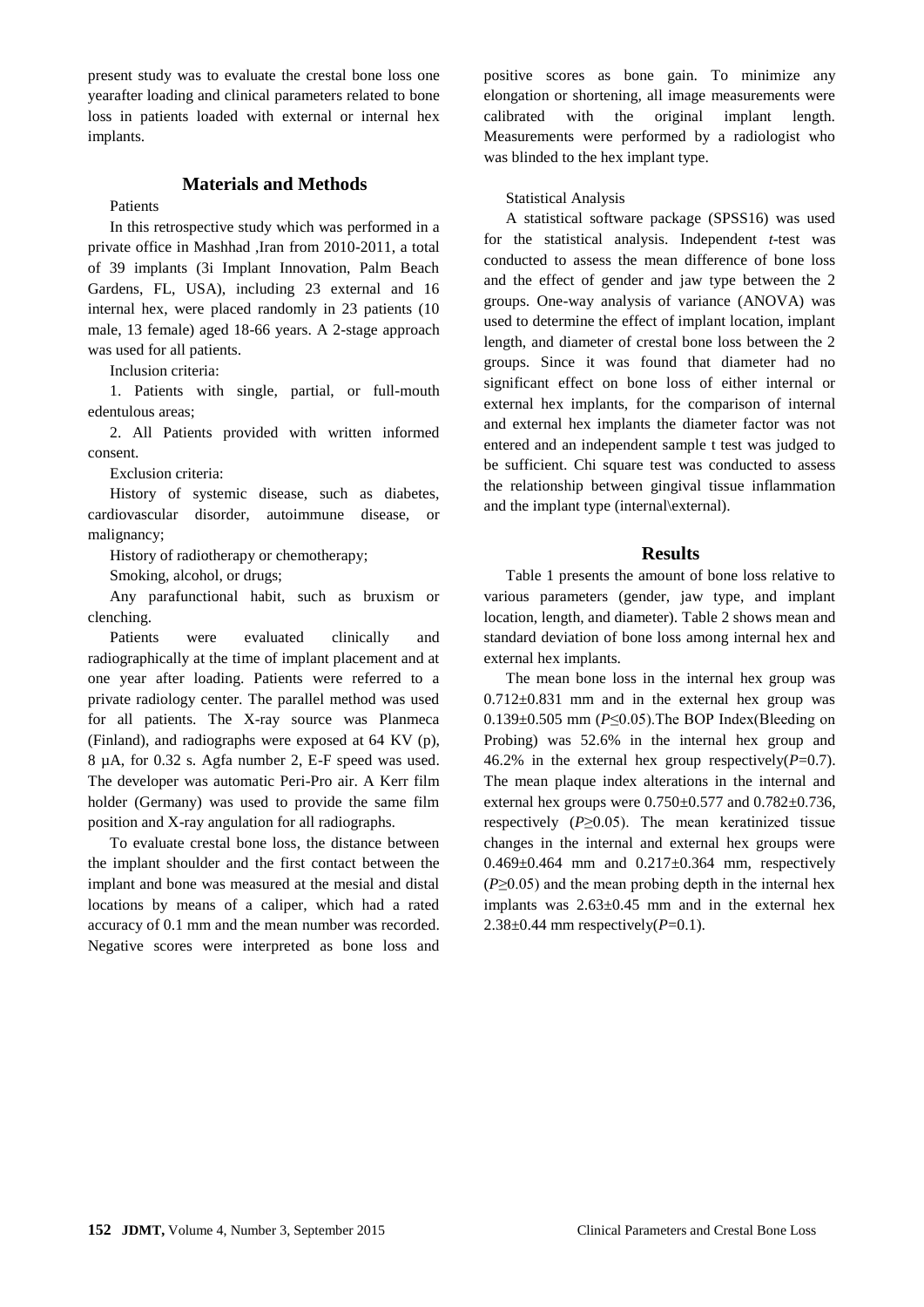present study was to evaluate the crestal bone loss one yearafter loading and clinical parameters related to bone loss in patients loaded with external or internal hex implants.

## Materials and Methods

Patients

In this retrospective study which was performed in a private office in Mashhad ,Iran from 2010-2011, a total of 39 implants (3i Implant Innovation, Palm Beach Gardens, FL, USA), including 23 external and 16 internal hex, were placed randomly in 23 patients (10 male, 13 female) aged 18-66 years. A 2-stage approach was used for all patients.

Inclusion criteria:

1. Patients with single, partial, or full-mouth edentulous areas;

2. All Patients provided with written informed consent.

Exclusion criteria:

History of systemic disease, such as diabetes, cardiovascular disorder, autoimmune disease, or malignancy;

History of radiotherapy or chemotherapy;

Smoking, alcohol, or drugs;

Any parafunctional habit, such as bruxism or clenching.

Patients were evaluated clinically and radiographically at the time of implant placement and at one year after loading. Patients were referred to a private radiology center. The parallel method was used for all patients. The X-ray source was Planmeca (Finland), and radiographs were exposed at 64 KV (p), 8 µA, for 0.32 s. Agfa number 2, E-F speed was used. The developer was automatic Peri-Pro air. A Kerr film holder (Germany) was used to provide the same film position and X-ray angulation for all radiographs.

To evaluate crestal bone loss, the distance between the implant shoulder and the first contact between the implant and bone was measured at the mesial and distal locations by means of a caliper, which had a rated accuracy of 0.1 mm and the mean number was recorded. Negative scores were interpreted as bone loss and positive scores as bone gain. To minimize any elongation or shortening, all image measurements were calibrated with the original implant length. Measurements were performed by a radiologist who was blinded to the hex implant type.

Statistical Analysis

A statistical software package (SPSS16) was used for the statistical analysis. Independent *t*-test was conducted to assess the mean difference of bone loss and the effect of gender and jaw type between the 2 groups. One-way analysis of variance (ANOVA) was used to determine the effect of implant location, implant length, and diameter of crestal bone loss between the 2 groups. Since it was found that diameter had no significant effect on bone loss of either internal or external hex implants, for the comparison of internal and external hex implants the diameter factor was not entered and an independent sample t test was judged to be sufficient. Chi square test was conducted to assess the relationship between gingival tissue inflammation and the implant type (internal\external).

## Results

Table 1 presents the amount of bone loss relative to various parameters (gender, jaw type, and implant location, length, and diameter). Table 2 shows mean and standard deviation of bone loss among internal hex and external hex implants.

The mean bone loss in the internal hex group was 0.712±0.831 mm and in the external hex group was 0.139±0.505 mm ($P \leq 0.05$).The BOP Index(Bleeding on Probing) was 52.6% in the internal hex group and 46.2% in the external hex group respectively($P=0.7$). The mean plaque index alterations in the internal and external hex groups were 0.750±0.577 and 0.782±0.736, respectively ($P \geq 0.05$). The mean keratinized tissue changes in the internal and external hex groups were 0.469±0.464 mm and 0.217±0.364 mm, respectively ($P \geq 0.05$) and the mean probing depth in the internal hex implants was 2.63±0.45 mm and in the external hex 2.38±0.44 mm respectively($P=0.1$).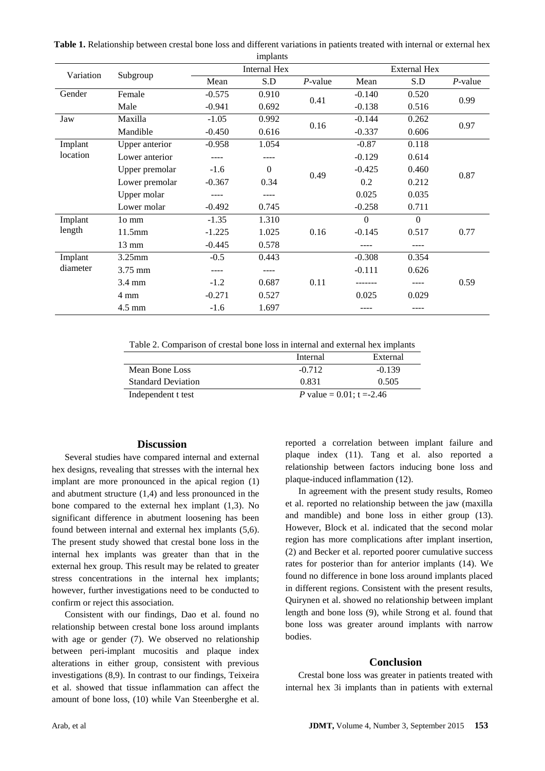**Table 1.** Relationship between crestal bone loss and different variations in patients treated with internal or external hex implants

| Variation | Subgroup | Internal Hex | | | External Hex | | |
|---|---|---|---|---|---|---|---|
| | | Mean | S.D | *P*-value | Mean | S.D | *P*-value |
| Gender | Female | -0.575 | 0.910 | 0.41 | -0.140 | 0.520 | 0.99 |
| | Male | -0.941 | 0.692 | | -0.138 | 0.516 | |
| Jaw | Maxilla | -1.05 | 0.992 | 0.16 | -0.144 | 0.262 | 0.97 |
| | Mandible | -0.450 | 0.616 | | -0.337 | 0.606 | |
| Implant location | Upper anterior | -0.958 | 1.054 | 0.49 | -0.87 | 0.118 | 0.87 |
| | Lower anterior | ---- | ---- | | -0.129 | 0.614 | |
| | Upper premolar | -1.6 | 0 | | -0.425 | 0.460 | |
| | Lower premolar | -0.367 | 0.34 | | 0.2 | 0.212 | |
| | Upper molar | ---- | ---- | | 0.025 | 0.035 | |
| | Lower molar | -0.492 | 0.745 | | -0.258 | 0.711 | |
| Implant length | 1o mm | -1.35 | 1.310 | 0.16 | 0 | 0 | 0.77 |
| | 11.5mm | -1.225 | 1.025 | | -0.145 | 0.517 | |
| | 13 mm | -0.445 | 0.578 | | ---- | ---- | |
| Implant diameter | 3.25mm | -0.5 | 0.443 | 0.11 | -0.308 | 0.354 | 0.59 |
| | 3.75 mm | ---- | ---- | | -0.111 | 0.626 | |
| | 3.4 mm | -1.2 | 0.687 | | ------- | ---- | |
| | 4 mm | -0.271 | 0.527 | | 0.025 | 0.029 | |
| | 4.5 mm | -1.6 | 1.697 | | ---- | ---- | |

Table 2. Comparison of crestal bone loss in internal and external hex implants

| | Internal | External |
|---|---|---|
| Mean Bone Loss | -0.712 | -0.139 |
| Standard Deviation | 0.831 | 0.505 |
| Independent t test | *P* value = 0.01; t =-2.46 | |

## Discussion

Several studies have compared internal and external hex designs, revealing that stresses with the internal hex implant are more pronounced in the apical region (1) and abutment structure (1,4) and less pronounced in the bone compared to the external hex implant (1,3). No significant difference in abutment loosening has been found between internal and external hex implants (5,6). The present study showed that crestal bone loss in the internal hex implants was greater than that in the external hex group. This result may be related to greater stress concentrations in the internal hex implants; however, further investigations need to be conducted to confirm or reject this association.

Consistent with our findings, Dao et al. found no relationship between crestal bone loss around implants with age or gender (7). We observed no relationship between peri-implant mucositis and plaque index alterations in either group, consistent with previous investigations (8,9). In contrast to our findings, Teixeira et al. showed that tissue inflammation can affect the amount of bone loss, (10) while Van Steenberghe et al. reported a correlation between implant failure and plaque index (11). Tang et al. also reported a relationship between factors inducing bone loss and plaque-induced inflammation (12).

In agreement with the present study results, Romeo et al. reported no relationship between the jaw (maxilla and mandible) and bone loss in either group (13). However, Block et al. indicated that the second molar region has more complications after implant insertion, (2) and Becker et al. reported poorer cumulative success rates for posterior than for anterior implants (14). We found no difference in bone loss around implants placed in different regions. Consistent with the present results, Quirynen et al. showed no relationship between implant length and bone loss (9), while Strong et al. found that bone loss was greater around implants with narrow bodies.

## Conclusion

Crestal bone loss was greater in patients treated with internal hex 3i implants than in patients with external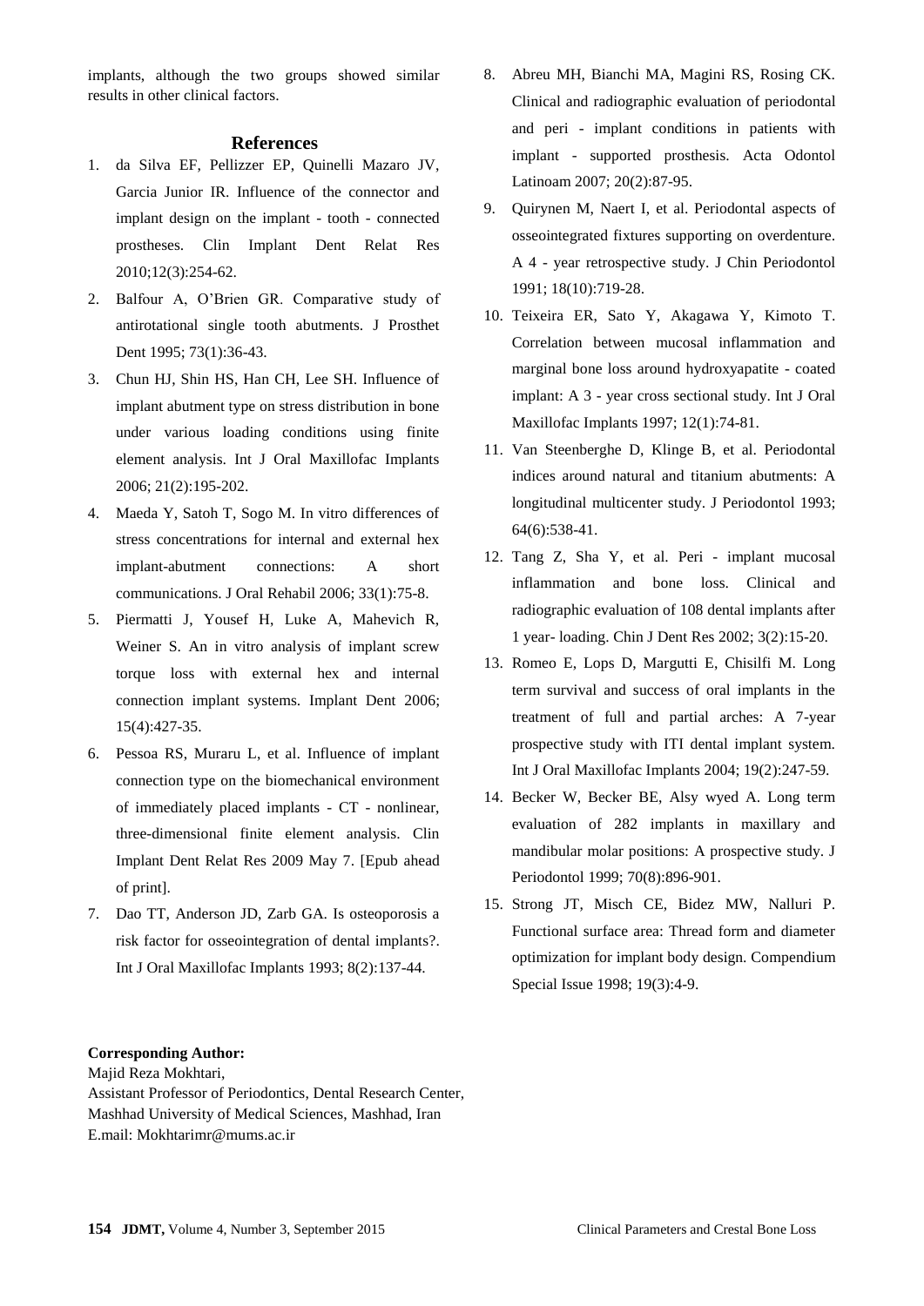implants, although the two groups showed similar results in other clinical factors.

## References

1. da Silva EF, Pellizzer EP, Quinelli Mazaro JV, Garcia Junior IR. Influence of the connector and implant design on the implant - tooth - connected prostheses. Clin Implant Dent Relat Res 2010;12(3):254-62.
2. Balfour A, O'Brien GR. Comparative study of antirotational single tooth abutments. J Prosthet Dent 1995; 73(1):36-43.
3. Chun HJ, Shin HS, Han CH, Lee SH. Influence of implant abutment type on stress distribution in bone under various loading conditions using finite element analysis. Int J Oral Maxillofac Implants 2006; 21(2):195-202.
4. Maeda Y, Satoh T, Sogo M. In vitro differences of stress concentrations for internal and external hex implant-abutment connections: A short communications. J Oral Rehabil 2006; 33(1):75-8.
5. Piermatti J, Yousef H, Luke A, Mahevich R, Weiner S. An in vitro analysis of implant screw torque loss with external hex and internal connection implant systems. Implant Dent 2006; 15(4):427-35.
6. Pessoa RS, Muraru L, et al. Influence of implant connection type on the biomechanical environment of immediately placed implants - CT - nonlinear, three-dimensional finite element analysis. Clin Implant Dent Relat Res 2009 May 7. [Epub ahead of print].
7. Dao TT, Anderson JD, Zarb GA. Is osteoporosis a risk factor for osseointegration of dental implants?. Int J Oral Maxillofac Implants 1993; 8(2):137-44.
8. Abreu MH, Bianchi MA, Magini RS, Rosing CK. Clinical and radiographic evaluation of periodontal and peri - implant conditions in patients with implant - supported prosthesis. Acta Odontol Latinoam 2007; 20(2):87-95.
9. Quirynen M, Naert I, et al. Periodontal aspects of osseointegrated fixtures supporting on overdenture. A 4 - year retrospective study. J Chin Periodontol 1991; 18(10):719-28.
10. Teixeira ER, Sato Y, Akagawa Y, Kimoto T. Correlation between mucosal inflammation and marginal bone loss around hydroxyapatite - coated implant: A 3 - year cross sectional study. Int J Oral Maxillofac Implants 1997; 12(1):74-81.
11. Van Steenberghe D, Klinge B, et al. Periodontal indices around natural and titanium abutments: A longitudinal multicenter study. J Periodontol 1993; 64(6):538-41.
12. Tang Z, Sha Y, et al. Peri - implant mucosal inflammation and bone loss. Clinical and radiographic evaluation of 108 dental implants after 1 year- loading. Chin J Dent Res 2002; 3(2):15-20.
13. Romeo E, Lops D, Margutti E, Chisilfi M. Long term survival and success of oral implants in the treatment of full and partial arches: A 7-year prospective study with ITI dental implant system. Int J Oral Maxillofac Implants 2004; 19(2):247-59.
14. Becker W, Becker BE, Alsy wyed A. Long term evaluation of 282 implants in maxillary and mandibular molar positions: A prospective study. J Periodontol 1999; 70(8):896-901.
15. Strong JT, Misch CE, Bidez MW, Nalluri P. Functional surface area: Thread form and diameter optimization for implant body design. Compendium Special Issue 1998; 19(3):4-9.

**Corresponding Author:**
Majid Reza Mokhtari,
Assistant Professor of Periodontics, Dental Research Center,
Mashhad University of Medical Sciences, Mashhad, Iran
E.mail: Mokhtarimr@mums.ac.ir